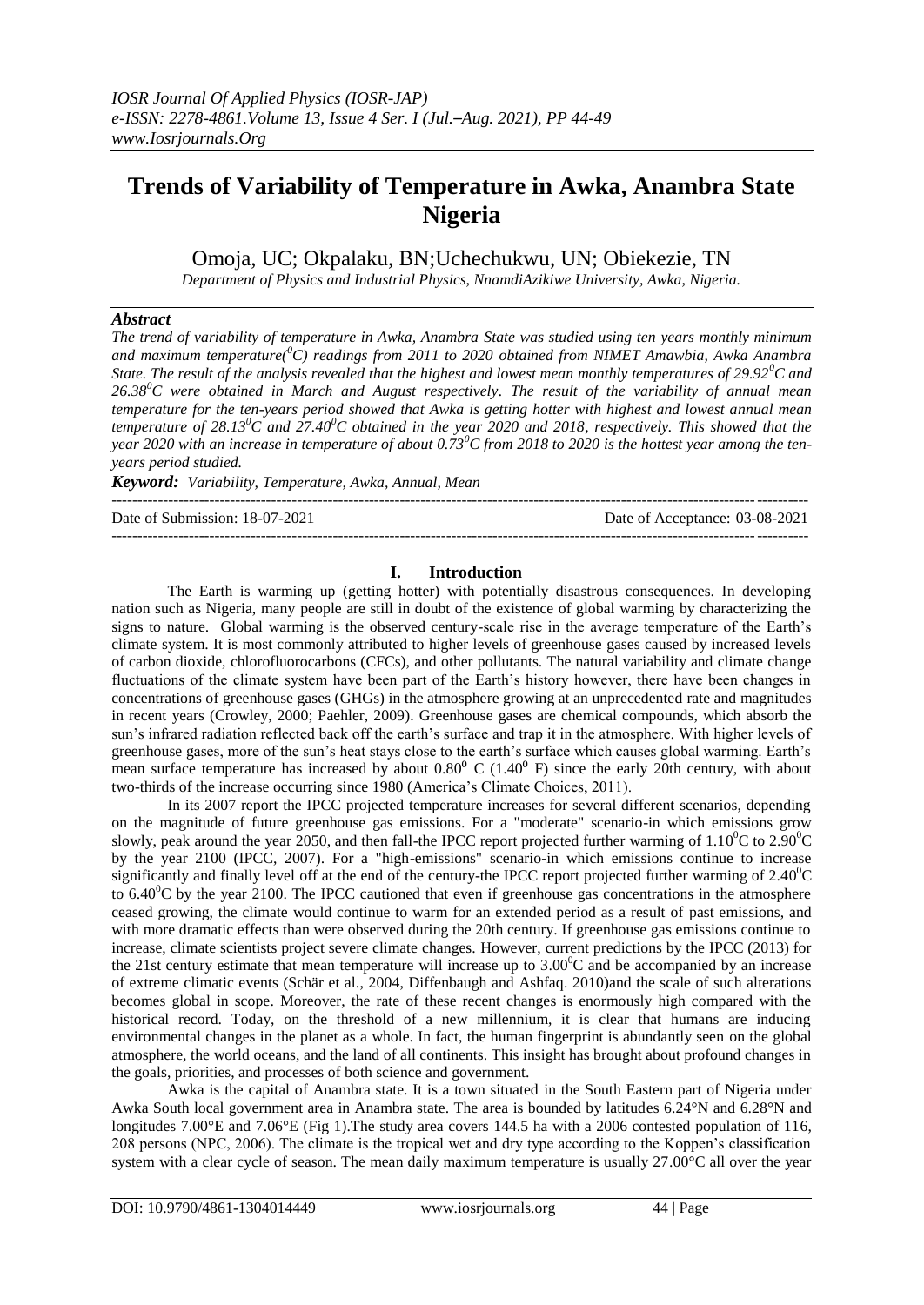# Trends of Variability of Temperature in Awka, Anambra State Nigeria

Omoja, UC; Okpalaku, BN;Uchechukwu, UN; Obiekezie, TN

*Department of Physics and Industrial Physics, NnamdiAzikiwe University, Awka, Nigeria.*

### *Abstract*

*The trend of variability of temperature in Awka, Anambra State was studied using ten years monthly minimum and maximum temperature($^0C$) readings from 2011 to 2020 obtained from NIMET Amawbia, Awka Anambra State. The result of the analysis revealed that the highest and lowest mean monthly temperatures of 29.92$^0C$ and 26.38$^0C$ were obtained in March and August respectively. The result of the variability of annual mean temperature for the ten-years period showed that Awka is getting hotter with highest and lowest annual mean temperature of 28.13$^0C$ and 27.40$^0C$ obtained in the year 2020 and 2018, respectively. This showed that the year 2020 with an increase in temperature of about 0.73$^0C$ from 2018 to 2020 is the hottest year among the ten-years period studied.*

***Keyword:*** *Variability, Temperature, Awka, Annual, Mean*

---

Date of Submission: 18-07-2021 Date of Acceptance: 03-08-2021

---

## I. Introduction

The Earth is warming up (getting hotter) with potentially disastrous consequences. In developing nation such as Nigeria, many people are still in doubt of the existence of global warming by characterizing the signs to nature. Global warming is the observed century-scale rise in the average temperature of the Earth's climate system. It is most commonly attributed to higher levels of greenhouse gases caused by increased levels of carbon dioxide, chlorofluorocarbons (CFCs), and other pollutants. The natural variability and climate change fluctuations of the climate system have been part of the Earth's history however, there have been changes in concentrations of greenhouse gases (GHGs) in the atmosphere growing at an unprecedented rate and magnitudes in recent years (Crowley, 2000; Paehler, 2009). Greenhouse gases are chemical compounds, which absorb the sun's infrared radiation reflected back off the earth's surface and trap it in the atmosphere. With higher levels of greenhouse gases, more of the sun's heat stays close to the earth's surface which causes global warming. Earth's mean surface temperature has increased by about 0.80$^0$ C (1.40$^0$ F) since the early 20th century, with about two-thirds of the increase occurring since 1980 (America's Climate Choices, 2011).

In its 2007 report the IPCC projected temperature increases for several different scenarios, depending on the magnitude of future greenhouse gas emissions. For a "moderate" scenario-in which emissions grow slowly, peak around the year 2050, and then fall-the IPCC report projected further warming of 1.10$^0$C to 2.90$^0$C by the year 2100 (IPCC, 2007). For a "high-emissions" scenario-in which emissions continue to increase significantly and finally level off at the end of the century-the IPCC report projected further warming of 2.40$^0$C to 6.40$^0$C by the year 2100. The IPCC cautioned that even if greenhouse gas concentrations in the atmosphere ceased growing, the climate would continue to warm for an extended period as a result of past emissions, and with more dramatic effects than were observed during the 20th century. If greenhouse gas emissions continue to increase, climate scientists project severe climate changes. However, current predictions by the IPCC (2013) for the 21st century estimate that mean temperature will increase up to 3.00$^0$C and be accompanied by an increase of extreme climatic events (Schär et al., 2004, Diffenbaugh and Ashfaq. 2010)and the scale of such alterations becomes global in scope. Moreover, the rate of these recent changes is enormously high compared with the historical record. Today, on the threshold of a new millennium, it is clear that humans are inducing environmental changes in the planet as a whole. In fact, the human fingerprint is abundantly seen on the global atmosphere, the world oceans, and the land of all continents. This insight has brought about profound changes in the goals, priorities, and processes of both science and government.

Awka is the capital of Anambra state. It is a town situated in the South Eastern part of Nigeria under Awka South local government area in Anambra state. The area is bounded by latitudes 6.24°N and 6.28°N and longitudes 7.00°E and 7.06°E (Fig 1).The study area covers 144.5 ha with a 2006 contested population of 116, 208 persons (NPC, 2006). The climate is the tropical wet and dry type according to the Koppen's classification system with a clear cycle of season. The mean daily maximum temperature is usually 27.00°C all over the year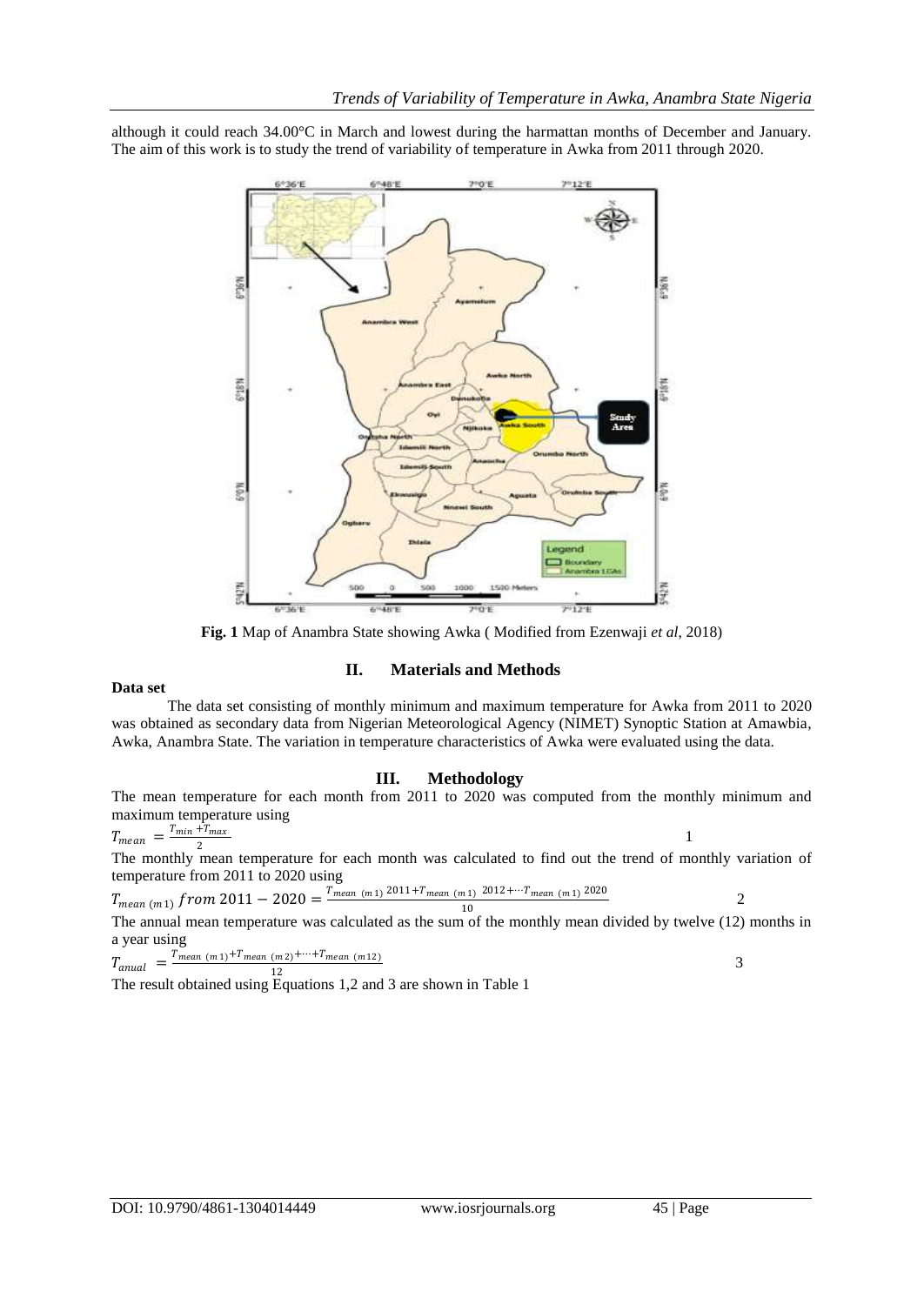although it could reach 34.00°C in March and lowest during the harmattan months of December and January. The aim of this work is to study the trend of variability of temperature in Awka from 2011 through 2020.

**Fig. 1** Map of Anambra State showing Awka ( Modified from Ezenwaji *et al*, 2018)

## II. Materials and Methods

**Data set**

The data set consisting of monthly minimum and maximum temperature for Awka from 2011 to 2020 was obtained as secondary data from Nigerian Meteorological Agency (NIMET) Synoptic Station at Amawbia, Awka, Anambra State. The variation in temperature characteristics of Awka were evaluated using the data.

## III. Methodology

The mean temperature for each month from 2011 to 2020 was computed from the monthly minimum and maximum temperature using

$$T_{mean} = \frac{T_{min} + T_{max}}{2} \quad (1)$$

The monthly mean temperature for each month was calculated to find out the trend of monthly variation of temperature from 2011 to 2020 using

$$T_{mean\ (m1)}\ from\ 2011 - 2020 = \frac{T_{mean\ (m1)}\ 2011 + T_{mean\ (m1)}\ 2012 + \cdots T_{mean\ (m1)}\ 2020}{10} \quad (2)$$

The annual mean temperature was calculated as the sum of the monthly mean divided by twelve (12) months in a year using

$$T_{anual} = \frac{T_{mean\ (m1)} + T_{mean\ (m2)} + \cdots + T_{mean\ (m12)}}{12} \quad (3)$$

The result obtained using Equations 1,2 and 3 are shown in Table 1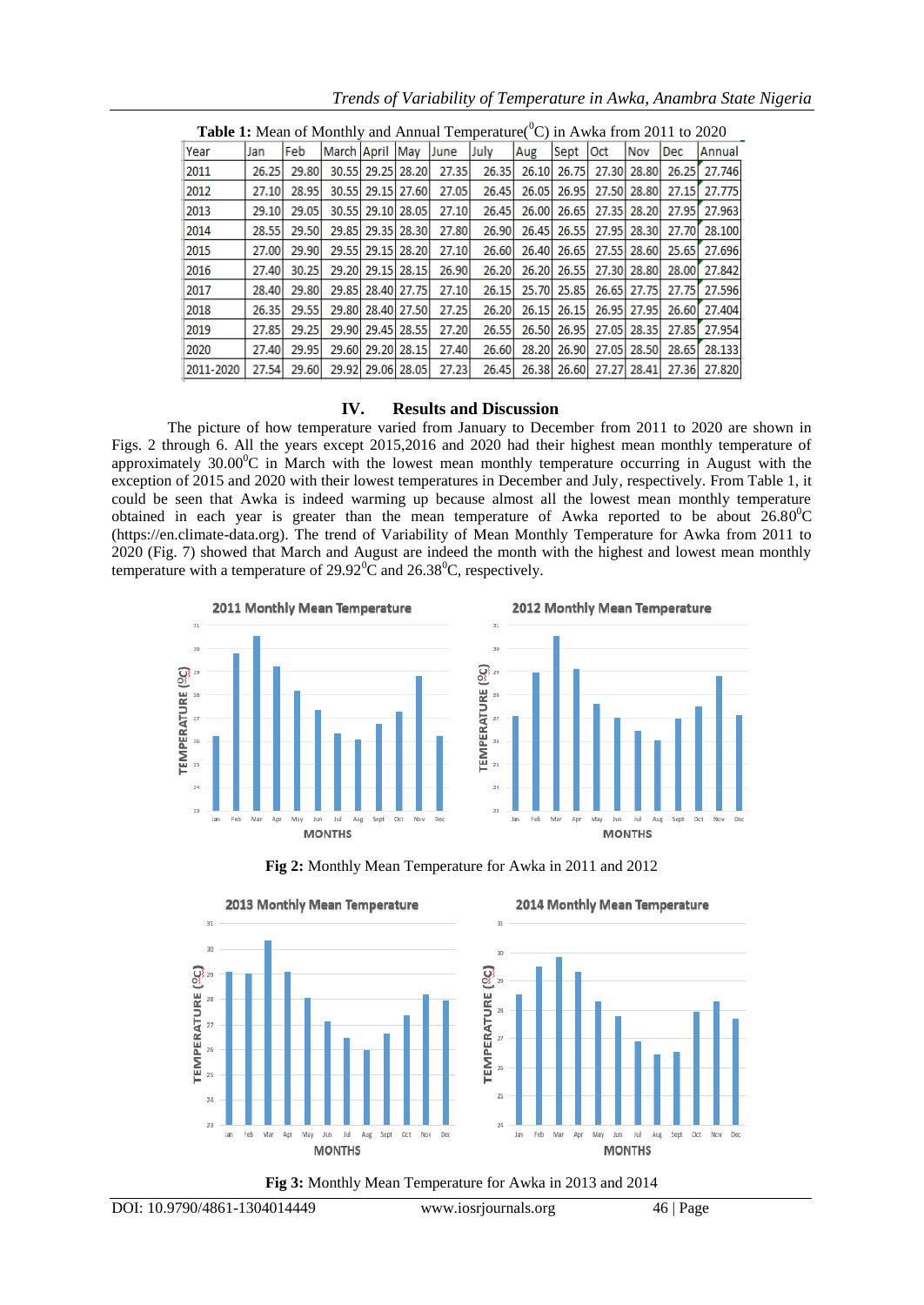**Table 1:** Mean of Monthly and Annual Temperature($^0$C) in Awka from 2011 to 2020

| Year | Jan | Feb | March | April | May | June | July | Aug | Sept | Oct | Nov | Dec | Annual |
|---|---|---|---|---|---|---|---|---|---|---|---|---|---|
| 2011 | 26.25 | 29.80 | 30.55 | 29.25 | 28.20 | 27.35 | 26.35 | 26.10 | 26.75 | 27.30 | 28.80 | 26.25 | 27.746 |
| 2012 | 27.10 | 28.95 | 30.55 | 29.15 | 27.60 | 27.05 | 26.45 | 26.05 | 26.95 | 27.50 | 28.80 | 27.15 | 27.775 |
| 2013 | 29.10 | 29.05 | 30.55 | 29.10 | 28.05 | 27.10 | 26.45 | 26.00 | 26.65 | 27.35 | 28.20 | 27.95 | 27.963 |
| 2014 | 28.55 | 29.50 | 29.85 | 29.35 | 28.30 | 27.80 | 26.90 | 26.45 | 26.55 | 27.95 | 28.30 | 27.70 | 28.100 |
| 2015 | 27.00 | 29.90 | 29.55 | 29.15 | 28.20 | 27.10 | 26.60 | 26.40 | 26.65 | 27.55 | 28.60 | 25.65 | 27.696 |
| 2016 | 27.40 | 30.25 | 29.20 | 29.15 | 28.15 | 26.90 | 26.20 | 26.20 | 26.55 | 27.30 | 28.80 | 28.00 | 27.842 |
| 2017 | 28.40 | 29.80 | 29.85 | 28.40 | 27.75 | 27.10 | 26.15 | 25.70 | 25.85 | 26.65 | 27.75 | 27.75 | 27.596 |
| 2018 | 26.35 | 29.55 | 29.80 | 28.40 | 27.50 | 27.25 | 26.20 | 26.15 | 26.15 | 26.95 | 27.95 | 26.60 | 27.404 |
| 2019 | 27.85 | 29.25 | 29.90 | 29.45 | 28.55 | 27.20 | 26.55 | 26.50 | 26.95 | 27.05 | 28.35 | 27.85 | 27.954 |
| 2020 | 27.40 | 29.95 | 29.60 | 29.20 | 28.15 | 27.40 | 26.60 | 28.20 | 26.90 | 27.05 | 28.50 | 28.65 | 28.133 |
| 2011-2020 | 27.54 | 29.60 | 29.92 | 29.06 | 28.05 | 27.23 | 26.45 | 26.38 | 26.60 | 27.27 | 28.41 | 27.36 | 27.820 |

## IV. Results and Discussion

The picture of how temperature varied from January to December from 2011 to 2020 are shown in Figs. 2 through 6. All the years except 2015,2016 and 2020 had their highest mean monthly temperature of approximately 30.00$^0$C in March with the lowest mean monthly temperature occurring in August with the exception of 2015 and 2020 with their lowest temperatures in December and July, respectively. From Table 1, it could be seen that Awka is indeed warming up because almost all the lowest mean monthly temperature obtained in each year is greater than the mean temperature of Awka reported to be about 26.80$^0$C (https://en.climate-data.org). The trend of Variability of Mean Monthly Temperature for Awka from 2011 to 2020 (Fig. 7) showed that March and August are indeed the month with the highest and lowest mean monthly temperature with a temperature of 29.92$^0$C and 26.38$^0$C, respectively.

**Fig 2:** Monthly Mean Temperature for Awka in 2011 and 2012

**Fig 3:** Monthly Mean Temperature for Awka in 2013 and 2014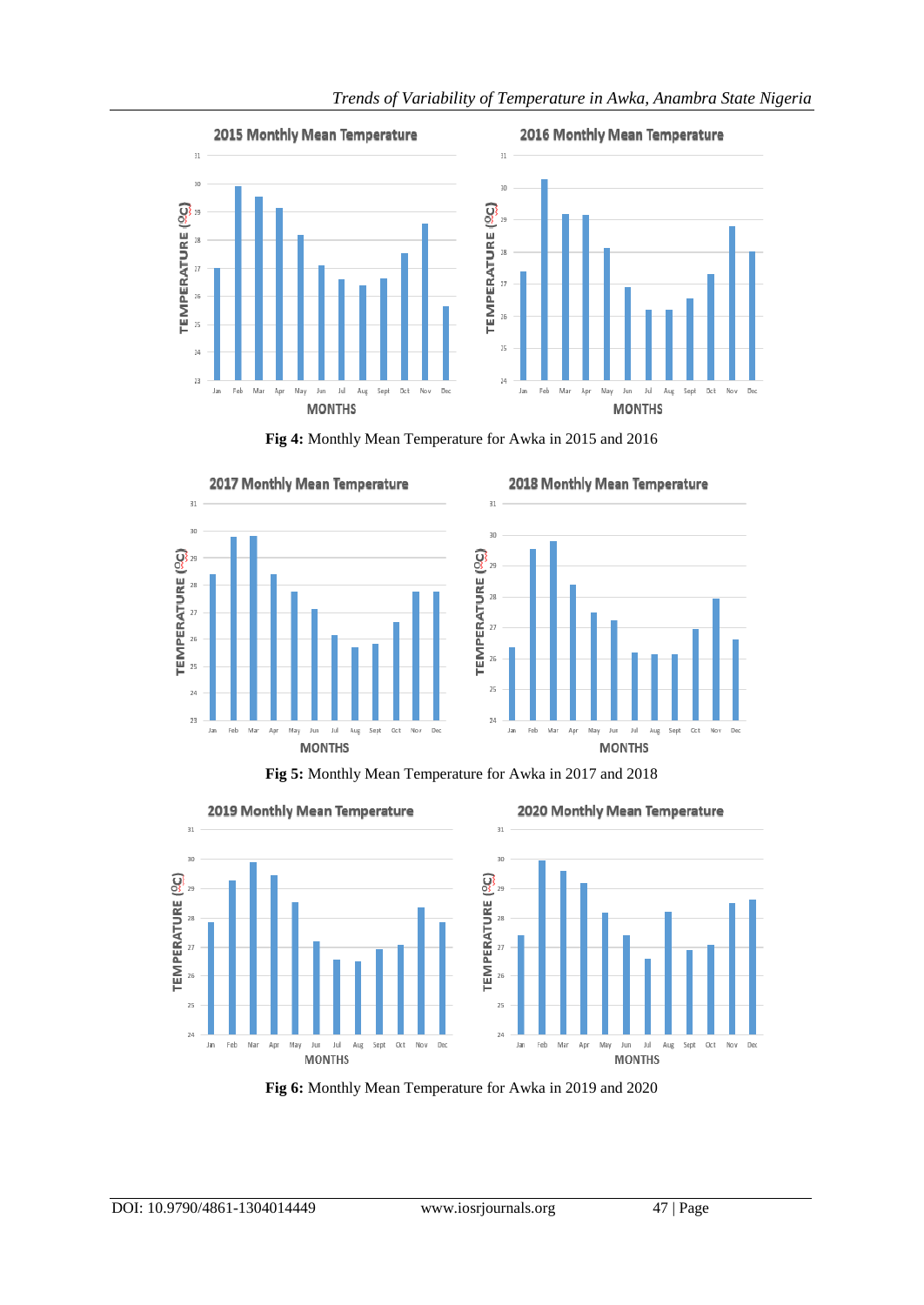**Fig 4:** Monthly Mean Temperature for Awka in 2015 and 2016

**Fig 5:** Monthly Mean Temperature for Awka in 2017 and 2018

**Fig 6:** Monthly Mean Temperature for Awka in 2019 and 2020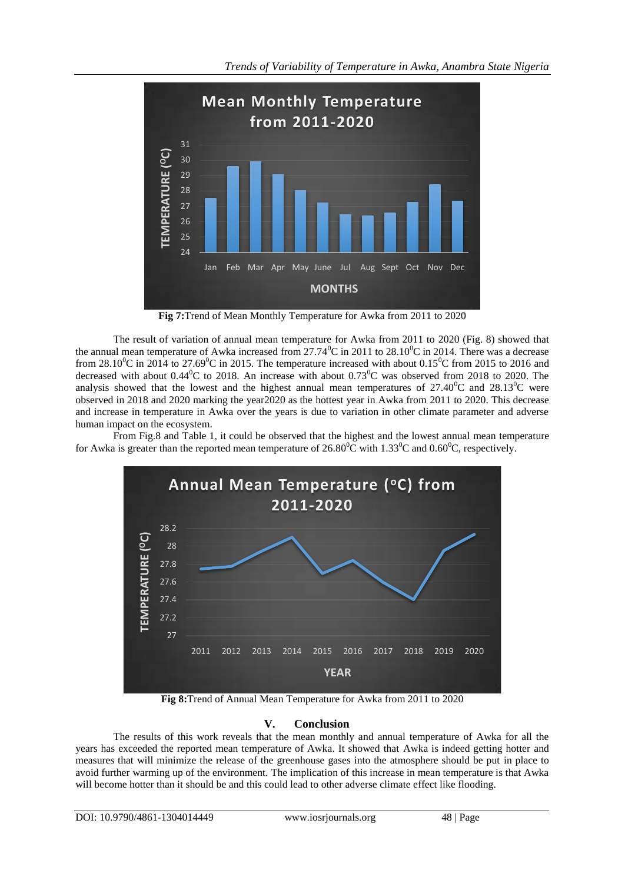Fig 7:Trend of Mean Monthly Temperature for Awka from 2011 to 2020

The result of variation of annual mean temperature for Awka from 2011 to 2020 (Fig. 8) showed that the annual mean temperature of Awka increased from 27.74$^0$C in 2011 to 28.10$^0$C in 2014. There was a decrease from 28.10$^0$C in 2014 to 27.69$^0$C in 2015. The temperature increased with about 0.15$^0$C from 2015 to 2016 and decreased with about 0.44$^0$C to 2018. An increase with about 0.73$^0$C was observed from 2018 to 2020. The analysis showed that the lowest and the highest annual mean temperatures of 27.40$^0$C and 28.13$^0$C were observed in 2018 and 2020 marking the year2020 as the hottest year in Awka from 2011 to 2020. This decrease and increase in temperature in Awka over the years is due to variation in other climate parameter and adverse human impact on the ecosystem.

From Fig.8 and Table 1, it could be observed that the highest and the lowest annual mean temperature for Awka is greater than the reported mean temperature of 26.80$^0$C with 1.33$^0$C and 0.60$^0$C, respectively.

Fig 8:Trend of Annual Mean Temperature for Awka from 2011 to 2020

## V. Conclusion

The results of this work reveals that the mean monthly and annual temperature of Awka for all the years has exceeded the reported mean temperature of Awka. It showed that Awka is indeed getting hotter and measures that will minimize the release of the greenhouse gases into the atmosphere should be put in place to avoid further warming up of the environment. The implication of this increase in mean temperature is that Awka will become hotter than it should be and this could lead to other adverse climate effect like flooding.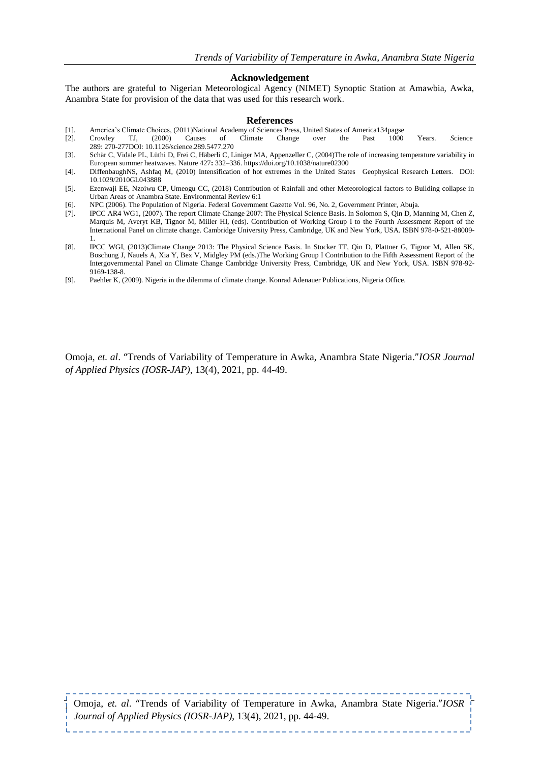## Acknowledgement

The authors are grateful to Nigerian Meteorological Agency (NIMET) Synoptic Station at Amawbia, Awka, Anambra State for provision of the data that was used for this research work.

## References

[1]. America's Climate Choices, (2011)National Academy of Sciences Press, United States of America134pagse

[2]. Crowley TJ, (2000) Causes of Climate Change over the Past 1000 Years. Science 289: 270-277DOI: 10.1126/science.289.5477.270

[3]. Schär C, Vidale PL, Lüthi D, Frei C, Häberli C, Liniger MA, Appenzeller C, (2004)The role of increasing temperature variability in European summer heatwaves. Nature 427**:** 332–336. https://doi.org/10.1038/nature02300

[4]. DiffenbaughNS, Ashfaq M, (2010) Intensification of hot extremes in the United States Geophysical Research Letters. DOI: 10.1029/2010GL043888

[5]. Ezenwaji EE, Nzoiwu CP, Umeogu CC, (2018) Contribution of Rainfall and other Meteorological factors to Building collapse in Urban Areas of Anambra State. Environmental Review 6:1

[6]. NPC (2006). The Population of Nigeria. Federal Government Gazette Vol. 96, No. 2, Government Printer, Abuja.

[7]. IPCC AR4 WG1, (2007). The report Climate Change 2007: The Physical Science Basis. In Solomon S, Qin D, Manning M, Chen Z, Marquis M, Averyt KB, Tignor M, Miller HI, (eds). Contribution of Working Group I to the Fourth Assessment Report of the International Panel on climate change. Cambridge University Press, Cambridge, UK and New York, USA. ISBN 978-0-521-88009-1.

[8]. IPCC WGI, (2013)Climate Change 2013: The Physical Science Basis. In Stocker TF, Qin D, Plattner G, Tignor M, Allen SK, Boschung J, Nauels A, Xia Y, Bex V, Midgley PM (eds.)The Working Group I Contribution to the Fifth Assessment Report of the Intergovernmental Panel on Climate Change Cambridge University Press, Cambridge, UK and New York, USA. ISBN 978-92-9169-138-8.

[9]. Paehler K, (2009). Nigeria in the dilemma of climate change. Konrad Adenauer Publications, Nigeria Office.

Omoja, *et. al*. "Trends of Variability of Temperature in Awka, Anambra State Nigeria."*IOSR Journal of Applied Physics (IOSR-JAP)*, 13(4), 2021, pp. 44-49.